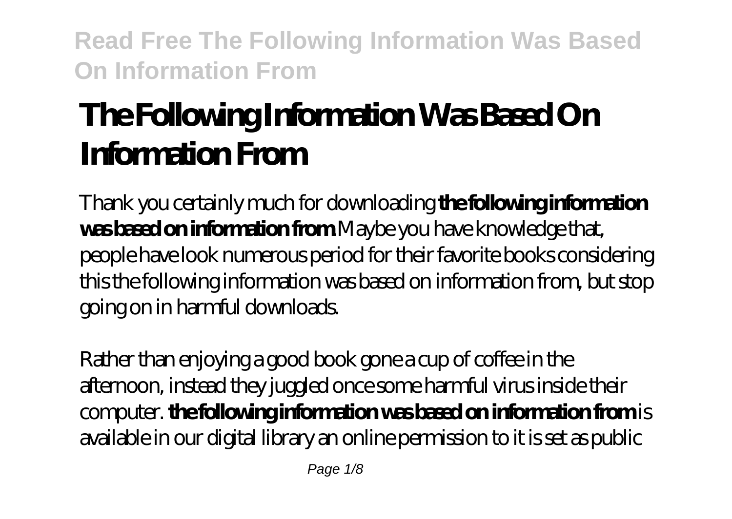# The Following Information Was Based On Information From

Thank you certainly much for downloading **the following information was based on information from**.Maybe you have knowledge that, people have look numerous period for their favorite books considering this the following information was based on information from, but stop going on in harmful downloads.

Rather than enjoying a good book gone a cup of coffee in the afternoon, instead they juggled once some harmful virus inside their computer. **the following information was based on information from** is available in our digital library an online permission to it is set as public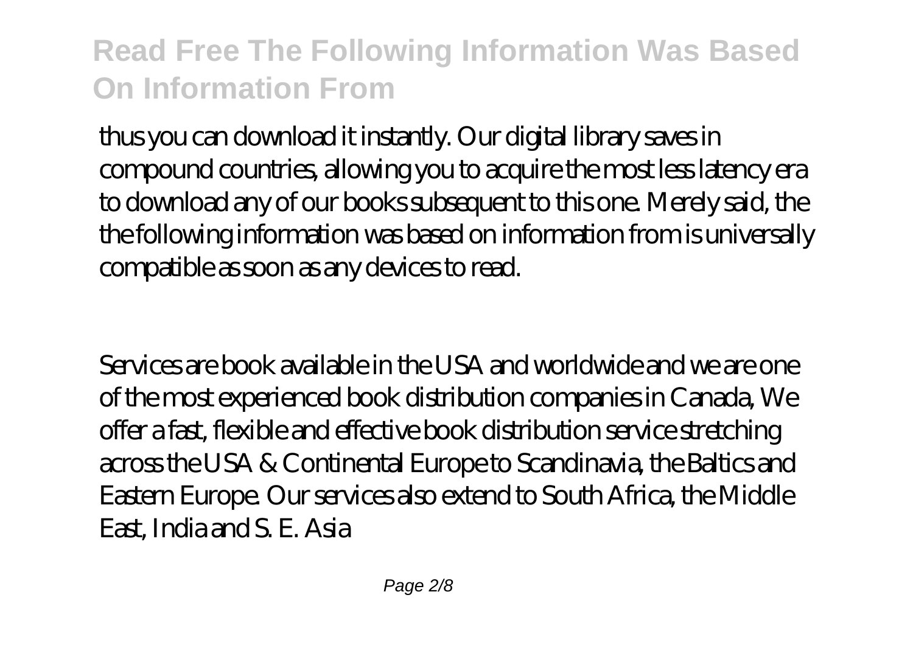thus you can download it instantly. Our digital library saves in compound countries, allowing you to acquire the most less latency era to download any of our books subsequent to this one. Merely said, the the following information was based on information from is universally compatible as soon as any devices to read.

Services are book available in the USA and worldwide and we are one of the most experienced book distribution companies in Canada, We offer a fast, flexible and effective book distribution service stretching across the USA & Continental Europe to Scandinavia, the Baltics and Eastern Europe. Our services also extend to South Africa, the Middle East, India and S. E. Asia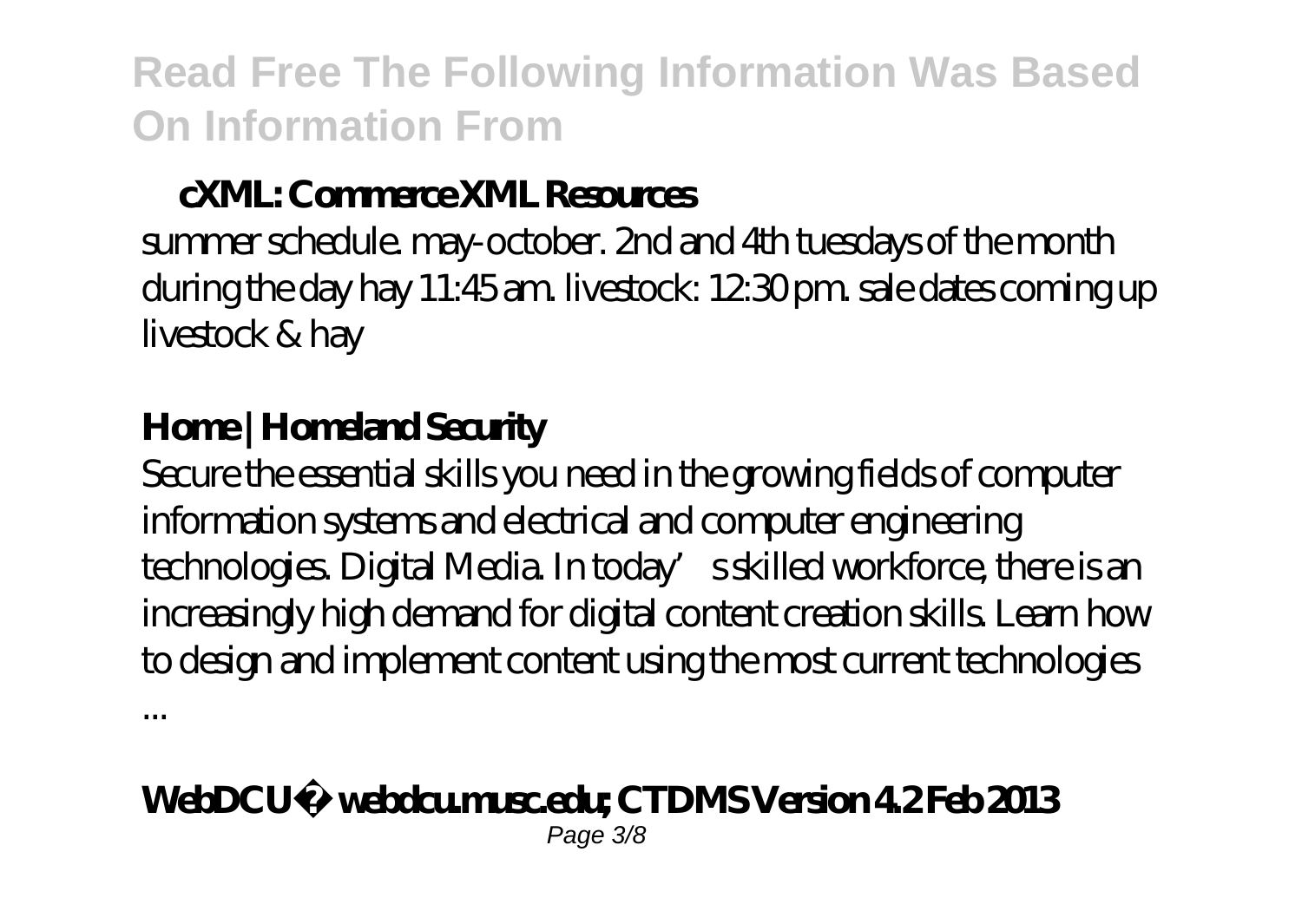## cXML: Commerce XML Resources

summer schedule. may-october. 2nd and 4th tuesdays of the month during the day hay 11:45 am. livestock: 12:30 pm. sale dates coming up livestock & hay

## Home | Homeland Security

Secure the essential skills you need in the growing fields of computer information systems and electrical and computer engineering technologies. Digital Media. In today's skilled workforce, there is an increasingly high demand for digital content creation skills. Learn how to design and implement content using the most current technologies ...

## WebDCU™ webdcu.musc.edu; CTDMS Version 4.2 Feb 2013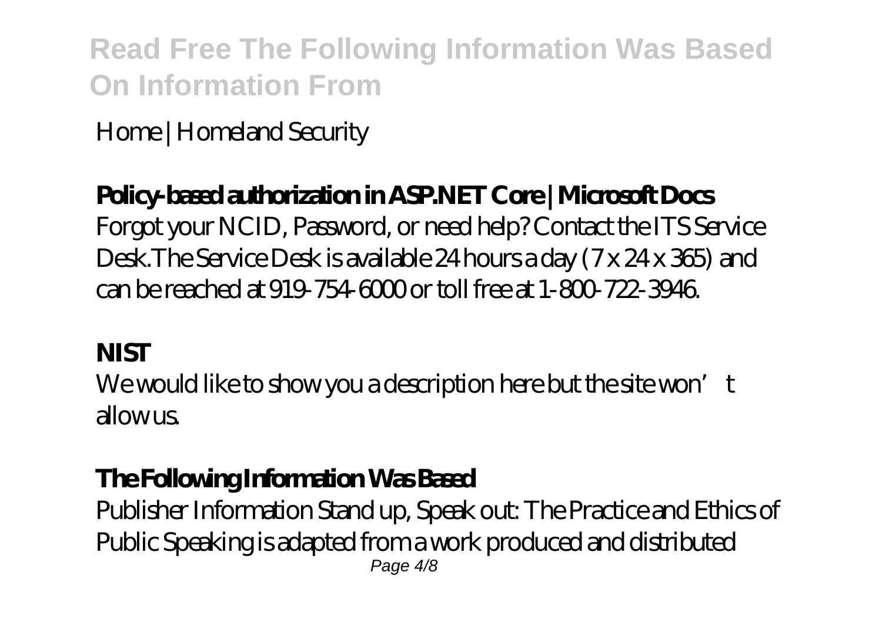Home | Homeland Security

**Policy-based authorization in ASP.NET Core | Microsoft Docs**

Forgot your NCID, Password, or need help? Contact the ITS Service Desk.The Service Desk is available 24 hours a day (7 x 24 x 365) and can be reached at 919-754-6000 or toll free at 1-800-722-3946.

**NIST**

We would like to show you a description here but the site won't allow us.

**The Following Information Was Based**

Publisher Information Stand up, Speak out: The Practice and Ethics of Public Speaking is adapted from a work produced and distributed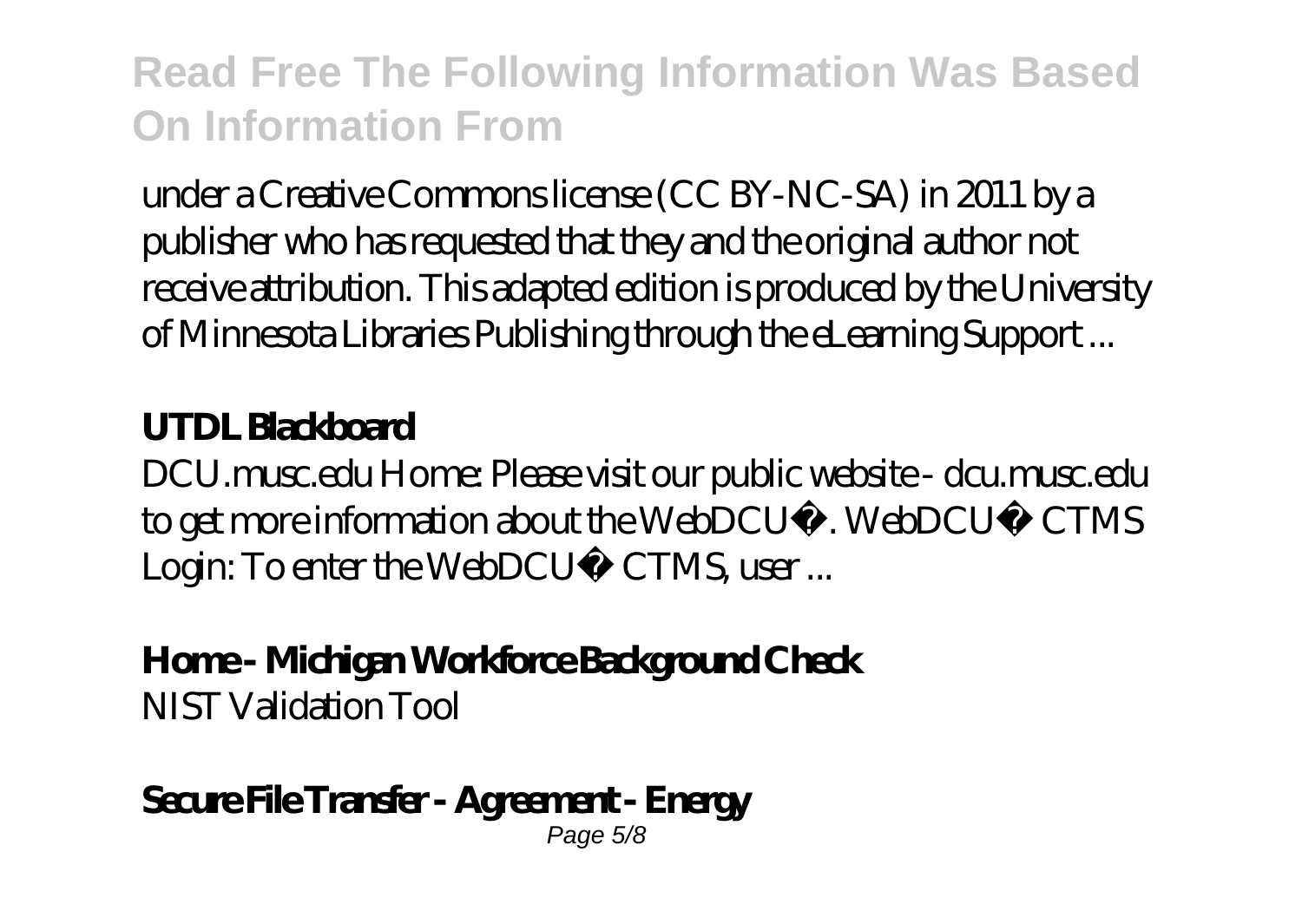under a Creative Commons license (CC BY-NC-SA) in 2011 by a publisher who has requested that they and the original author not receive attribution. This adapted edition is produced by the University of Minnesota Libraries Publishing through the eLearning Support ...

**UTDL Blackboard**

DCU.musc.edu Home: Please visit our public website - dcu.musc.edu to get more information about the WebDCU™. WebDCU™ CTMS Login: To enter the WebDCU™ CTMS, user ...

**Home - Michigan Workforce Background Check**

NIST Validation Tool

**Secure File Transfer - Agreement - Energy**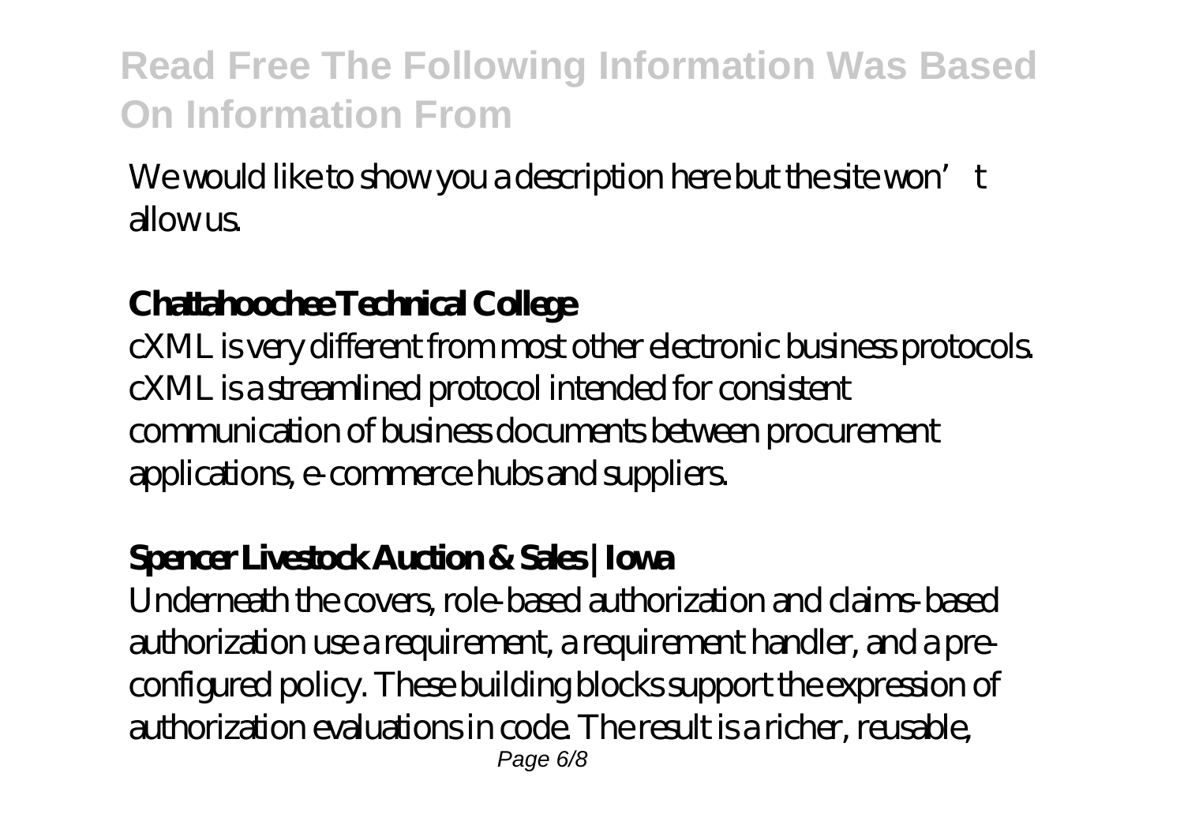We would like to show you a description here but the site won't allow us.

## Chattahoochee Technical College

cXML is very different from most other electronic business protocols. cXML is a streamlined protocol intended for consistent communication of business documents between procurement applications, e-commerce hubs and suppliers.

## Spencer Livestock Auction & Sales | Iowa

Underneath the covers, role-based authorization and claims-based authorization use a requirement, a requirement handler, and a pre-configured policy. These building blocks support the expression of authorization evaluations in code. The result is a richer, reusable,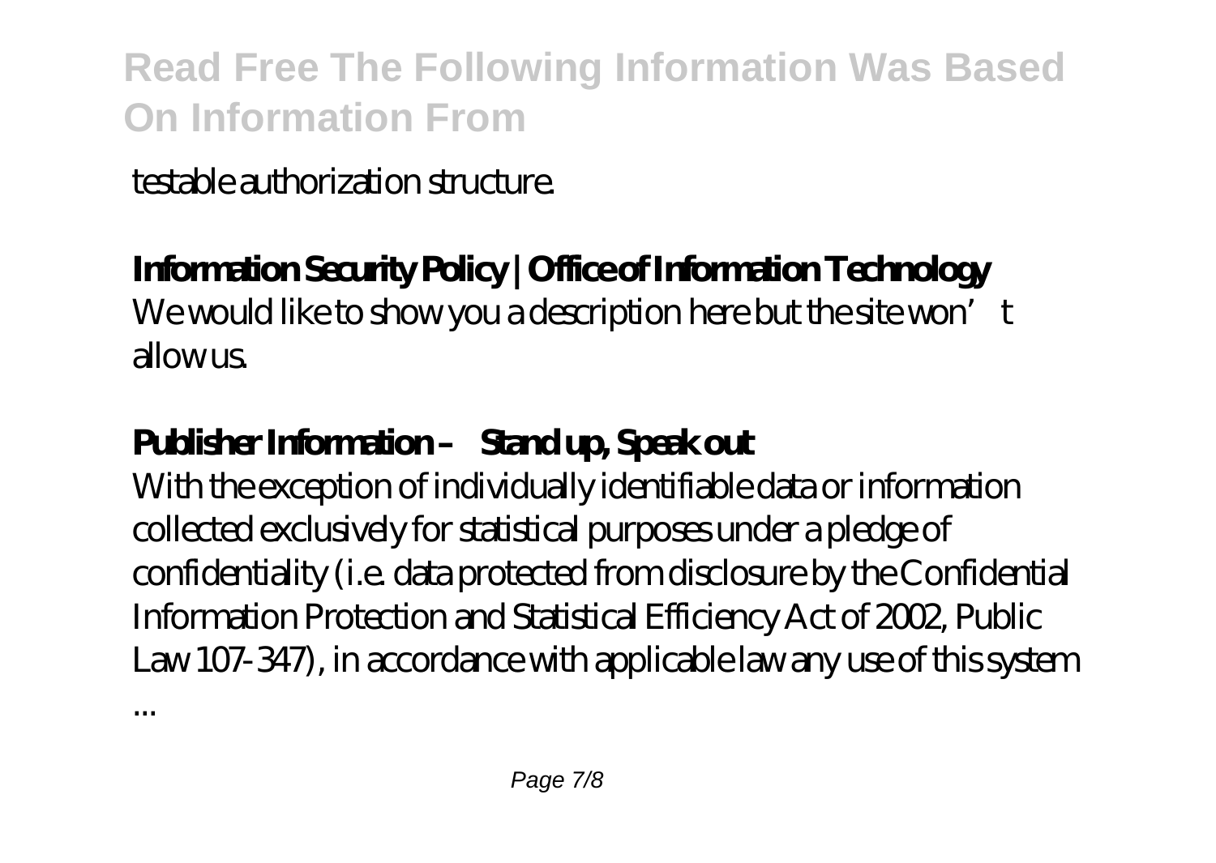testable authorization structure.

**Information Security Policy | Office of Information Technology**
We would like to show you a description here but the site won't allow us.

**Publisher Information – Stand up, Speak out**
With the exception of individually identifiable data or information collected exclusively for statistical purposes under a pledge of confidentiality (i.e. data protected from disclosure by the Confidential Information Protection and Statistical Efficiency Act of 2002, Public Law 107-347), in accordance with applicable law any use of this system ...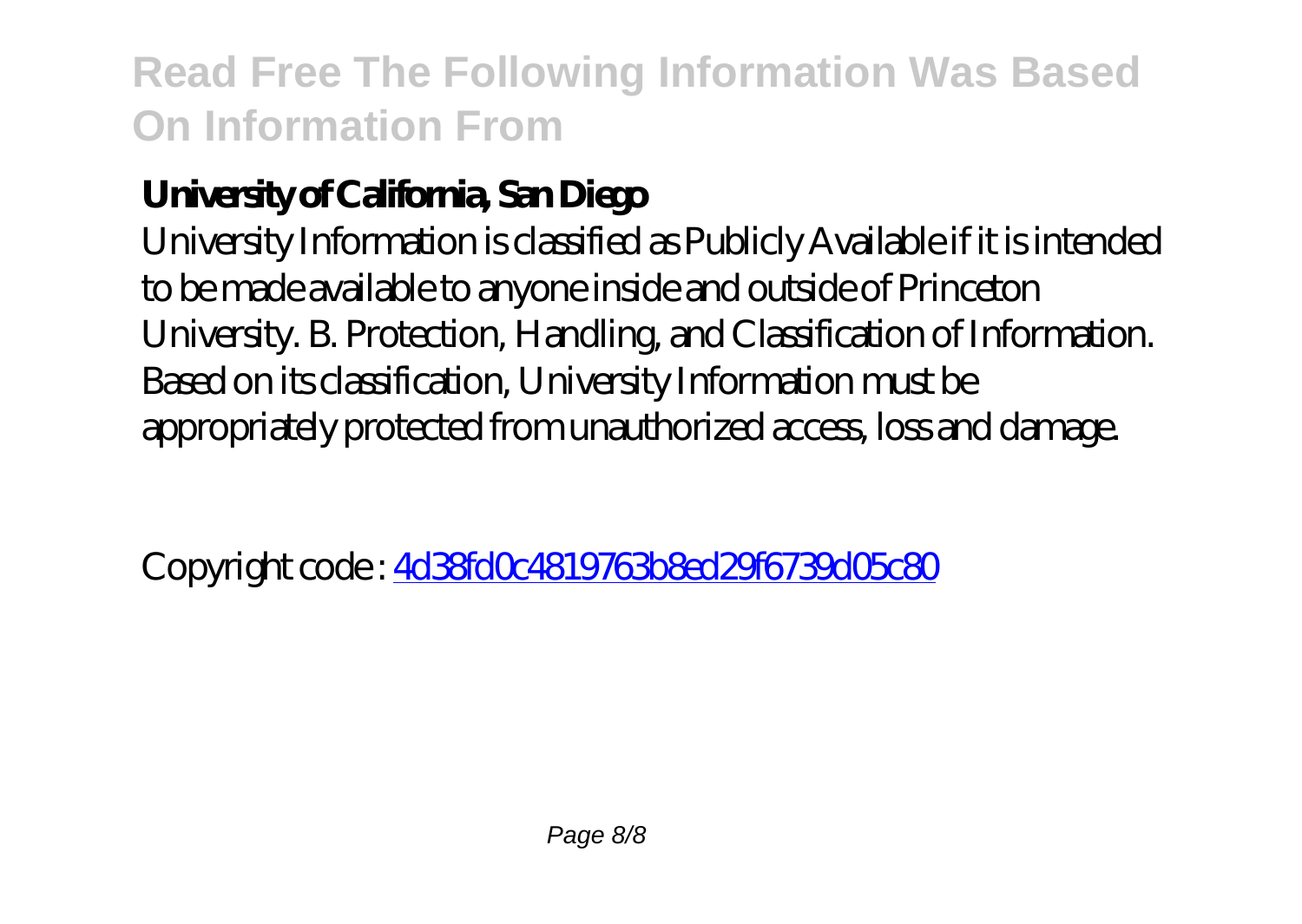**University of California, San Diego**

University Information is classified as Publicly Available if it is intended to be made available to anyone inside and outside of Princeton University. B. Protection, Handling, and Classification of Information. Based on its classification, University Information must be appropriately protected from unauthorized access, loss and damage.

Copyright code : 4d38fd0c4819763b8ed29f6739d05c80